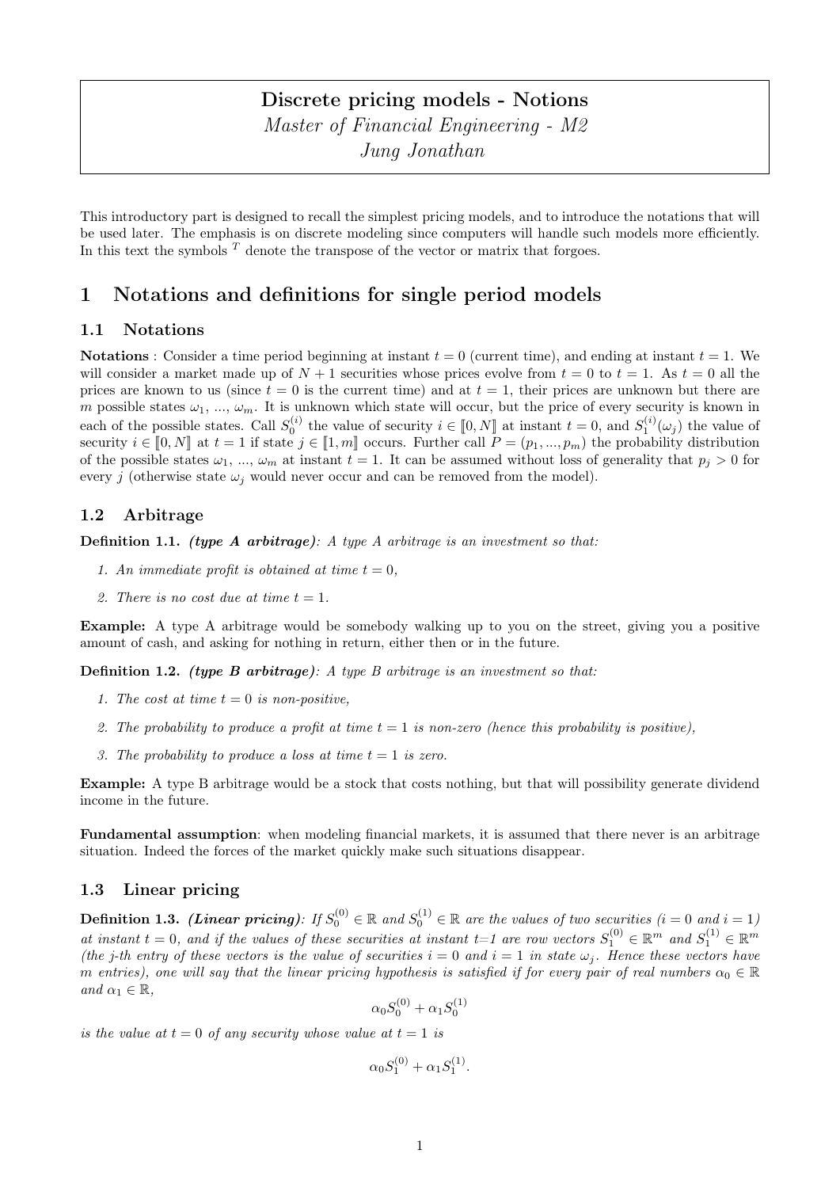**Discrete pricing models - Notions**
*Master of Financial Engineering - M2*
*Jung Jonathan*

This introductory part is designed to recall the simplest pricing models, and to introduce the notations that will be used later. The emphasis is on discrete modeling since computers will handle such models more efficiently. In this text the symbols $^T$ denote the transpose of the vector or matrix that forgoes.

# 1 Notations and definitions for single period models

## 1.1 Notations

**Notations** : Consider a time period beginning at instant $t = 0$ (current time), and ending at instant $t = 1$. We will consider a market made up of $N + 1$ securities whose prices evolve from $t = 0$ to $t = 1$. As $t = 0$ all the prices are known to us (since $t = 0$ is the current time) and at $t = 1$, their prices are unknown but there are $m$ possible states $\omega_1$, ..., $\omega_m$. It is unknown which state will occur, but the price of every security is known in each of the possible states. Call $S_0^{(i)}$ the value of security $i \in [\![0, N]\!]$ at instant $t = 0$, and $S_1^{(i)}(\omega_j)$ the value of security $i \in [\![0, N]\!]$ at $t = 1$ if state $j \in [\![1, m]\!]$ occurs. Further call $P = (p_1, ..., p_m)$ the probability distribution of the possible states $\omega_1$, ..., $\omega_m$ at instant $t = 1$. It can be assumed without loss of generality that $p_j > 0$ for every $j$ (otherwise state $\omega_j$ would never occur and can be removed from the model).

## 1.2 Arbitrage

**Definition 1.1.** ***(type A arbitrage)****: A type A arbitrage is an investment so that:*

1. *An immediate profit is obtained at time $t = 0$,*
2. *There is no cost due at time $t = 1$.*

**Example:** A type A arbitrage would be somebody walking up to you on the street, giving you a positive amount of cash, and asking for nothing in return, either then or in the future.

**Definition 1.2.** ***(type B arbitrage)****: A type B arbitrage is an investment so that:*

1. *The cost at time $t = 0$ is non-positive,*
2. *The probability to produce a profit at time $t = 1$ is non-zero (hence this probability is positive),*
3. *The probability to produce a loss at time $t = 1$ is zero.*

**Example:** A type B arbitrage would be a stock that costs nothing, but that will possibility generate dividend income in the future.

**Fundamental assumption**: when modeling financial markets, it is assumed that there never is an arbitrage situation. Indeed the forces of the market quickly make such situations disappear.

## 1.3 Linear pricing

**Definition 1.3.** ***(Linear pricing)****: If $S_0^{(0)} \in \mathbb{R}$ and $S_0^{(1)} \in \mathbb{R}$ are the values of two securities ($i = 0$ and $i = 1$) at instant $t = 0$, and if the values of these securities at instant t=1 are row vectors $S_1^{(0)} \in \mathbb{R}^m$ and $S_1^{(1)} \in \mathbb{R}^m$ (the j-th entry of these vectors is the value of securities $i = 0$ and $i = 1$ in state $\omega_j$. Hence these vectors have m entries), one will say that the linear pricing hypothesis is satisfied if for every pair of real numbers $\alpha_0 \in \mathbb{R}$ and $\alpha_1 \in \mathbb{R}$,*

$$\alpha_0 S_0^{(0)} + \alpha_1 S_0^{(1)}$$

*is the value at $t = 0$ of any security whose value at $t = 1$ is*

$$\alpha_0 S_1^{(0)} + \alpha_1 S_1^{(1)}.$$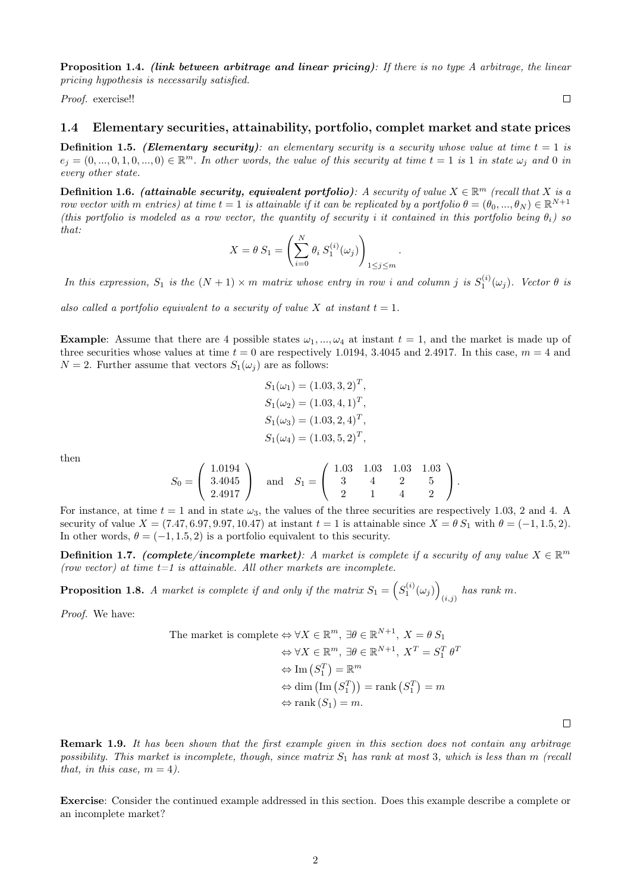**Proposition 1.4.** ***(link between arbitrage and linear pricing)****: If there is no type A arbitrage, the linear pricing hypothesis is necessarily satisfied.*

*Proof.* exercise!! □

### 1.4 Elementary securities, attainability, portfolio, complet market and state prices

**Definition 1.5.** ***(Elementary security)****: an elementary security is a security whose value at time $t = 1$ is $e_j = (0, ..., 0, 1, 0, ..., 0) \in \mathbb{R}^m$. In other words, the value of this security at time $t = 1$ is 1 in state $\omega_j$ and 0 in every other state.*

**Definition 1.6.** ***(attainable security, equivalent portfolio)****: A security of value $X \in \mathbb{R}^m$ (recall that $X$ is a row vector with $m$ entries) at time $t = 1$ is attainable if it can be replicated by a portfolio $\theta = (\theta_0, ..., \theta_N) \in \mathbb{R}^{N+1}$ (this portfolio is modeled as a row vector, the quantity of security $i$ it contained in this portfolio being $\theta_i$) so that:*

$$X = \theta\, S_1 = \left( \sum_{i=0}^{N} \theta_i\, S_1^{(i)}(\omega_j) \right)_{1 \le j \le m}.$$

*In this expression, $S_1$ is the $(N+1) \times m$ matrix whose entry in row $i$ and column $j$ is $S_1^{(i)}(\omega_j)$. Vector $\theta$ is also called a portfolio equivalent to a security of value $X$ at instant $t = 1$.*

**Example**: Assume that there are 4 possible states $\omega_1, ..., \omega_4$ at instant $t = 1$, and the market is made up of three securities whose values at time $t = 0$ are respectively 1.0194, 3.4045 and 2.4917. In this case, $m = 4$ and $N = 2$. Further assume that vectors $S_1(\omega_j)$ are as follows:

$$S_1(\omega_1) = (1.03, 3, 2)^T,$$
$$S_1(\omega_2) = (1.03, 4, 1)^T,$$
$$S_1(\omega_3) = (1.03, 2, 4)^T,$$
$$S_1(\omega_4) = (1.03, 5, 2)^T,$$

then

$$S_0 = \begin{pmatrix} 1.0194 \\ 3.4045 \\ 2.4917 \end{pmatrix} \quad \text{and} \quad S_1 = \begin{pmatrix} 1.03 & 1.03 & 1.03 & 1.03 \\ 3 & 4 & 2 & 5 \\ 2 & 1 & 4 & 2 \end{pmatrix}.$$

For instance, at time $t = 1$ and in state $\omega_3$, the values of the three securities are respectively 1.03, 2 and 4. A security of value $X = (7.47, 6.97, 9.97, 10.47)$ at instant $t = 1$ is attainable since $X = \theta\, S_1$ with $\theta = (-1, 1.5, 2)$. In other words, $\theta = (-1, 1.5, 2)$ is a portfolio equivalent to this security.

**Definition 1.7.** ***(complete/incomplete market)****: A market is complete if a security of any value $X \in \mathbb{R}^m$ (row vector) at time t=1 is attainable. All other markets are incomplete.*

**Proposition 1.8.** *A market is complete if and only if the matrix $S_1 = \left(S_1^{(i)}(\omega_j)\right)_{(i,j)}$ has rank $m$.*

*Proof.* We have:

$$\begin{aligned}
\text{The market is complete} &\Leftrightarrow \forall X \in \mathbb{R}^m,\ \exists \theta \in \mathbb{R}^{N+1},\ X = \theta\, S_1 \\
&\Leftrightarrow \forall X \in \mathbb{R}^m,\ \exists \theta \in \mathbb{R}^{N+1},\ X^T = S_1^T\, \theta^T \\
&\Leftrightarrow \operatorname{Im}\left(S_1^T\right) = \mathbb{R}^m \\
&\Leftrightarrow \dim\left(\operatorname{Im}\left(S_1^T\right)\right) = \operatorname{rank}\left(S_1^T\right) = m \\
&\Leftrightarrow \operatorname{rank}\left(S_1\right) = m.
\end{aligned}$$

□

**Remark 1.9.** *It has been shown that the first example given in this section does not contain any arbitrage possibility. This market is incomplete, though, since matrix $S_1$ has rank at most 3, which is less than $m$ (recall that, in this case, $m = 4$).*

**Exercise**: Consider the continued example addressed in this section. Does this example describe a complete or an incomplete market?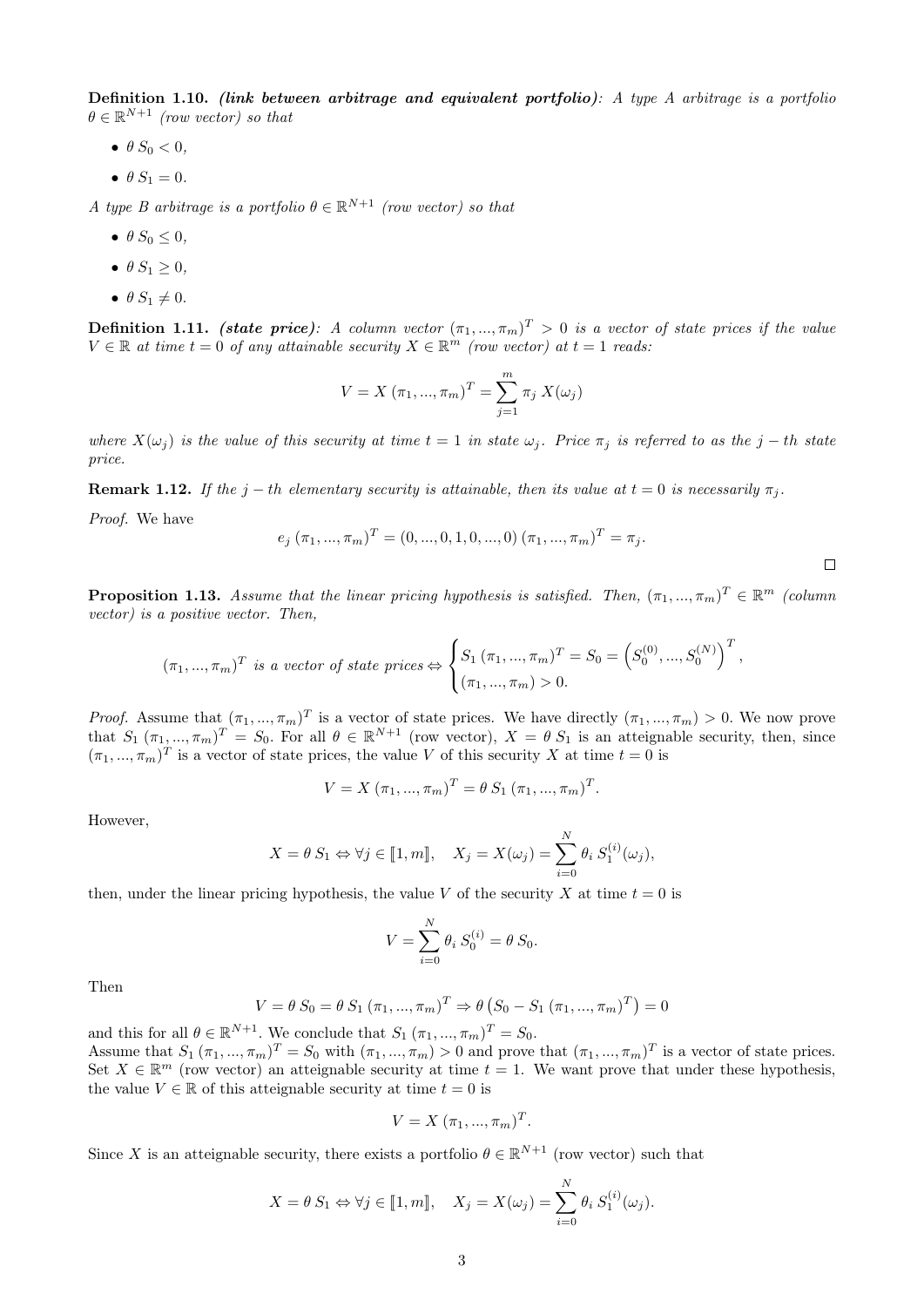**Definition 1.10.** ***(link between arbitrage and equivalent portfolio)****: A type A arbitrage is a portfolio $\theta \in \mathbb{R}^{N+1}$ (row vector) so that*

- $\theta\, S_0 < 0$,
- $\theta\, S_1 = 0$.

*A type B arbitrage is a portfolio $\theta \in \mathbb{R}^{N+1}$ (row vector) so that*

- $\theta\, S_0 \leq 0$,
- $\theta\, S_1 \geq 0$,
- $\theta\, S_1 \neq 0$.

**Definition 1.11.** ***(state price)****: A column vector $(\pi_1, ..., \pi_m)^T > 0$ is a vector of state prices if the value $V \in \mathbb{R}$ at time $t = 0$ of any attainable security $X \in \mathbb{R}^m$ (row vector) at $t = 1$ reads:*

$$V = X\,(\pi_1, ..., \pi_m)^T = \sum_{j=1}^{m} \pi_j\, X(\omega_j)$$

*where $X(\omega_j)$ is the value of this security at time $t = 1$ in state $\omega_j$. Price $\pi_j$ is referred to as the $j-th$ state price.*

**Remark 1.12.** *If the $j-th$ elementary security is attainable, then its value at $t = 0$ is necessarily $\pi_j$.*

*Proof.* We have

$$e_j\,(\pi_1, ..., \pi_m)^T = (0, ..., 0, 1, 0, ..., 0)\,(\pi_1, ..., \pi_m)^T = \pi_j.$$

□

**Proposition 1.13.** *Assume that the linear pricing hypothesis is satisfied. Then, $(\pi_1, ..., \pi_m)^T \in \mathbb{R}^m$ (column vector) is a positive vector. Then,*

$$(\pi_1, ..., \pi_m)^T \text{ is a vector of state prices} \Leftrightarrow \begin{cases} S_1\,(\pi_1, ..., \pi_m)^T = S_0 = \left(S_0^{(0)}, ..., S_0^{(N)}\right)^T, \\ (\pi_1, ..., \pi_m) > 0. \end{cases}$$

*Proof.* Assume that $(\pi_1, ..., \pi_m)^T$ is a vector of state prices. We have directly $(\pi_1, ..., \pi_m) > 0$. We now prove that $S_1\,(\pi_1, ..., \pi_m)^T = S_0$. For all $\theta \in \mathbb{R}^{N+1}$ (row vector), $X = \theta\, S_1$ is an atteignable security, then, since $(\pi_1, ..., \pi_m)^T$ is a vector of state prices, the value $V$ of this security $X$ at time $t = 0$ is

$$V = X\,(\pi_1, ..., \pi_m)^T = \theta\, S_1\,(\pi_1, ..., \pi_m)^T.$$

However,

$$X = \theta\, S_1 \Leftrightarrow \forall j \in [\![1, m]\!], \quad X_j = X(\omega_j) = \sum_{i=0}^{N} \theta_i\, S_1^{(i)}(\omega_j),$$

then, under the linear pricing hypothesis, the value $V$ of the security $X$ at time $t = 0$ is

$$V = \sum_{i=0}^{N} \theta_i\, S_0^{(i)} = \theta\, S_0.$$

Then

$$V = \theta\, S_0 = \theta\, S_1\,(\pi_1, ..., \pi_m)^T \Rightarrow \theta\left(S_0 - S_1\,(\pi_1, ..., \pi_m)^T\right) = 0$$

and this for all $\theta \in \mathbb{R}^{N+1}$. We conclude that $S_1\,(\pi_1, ..., \pi_m)^T = S_0$.
Assume that $S_1\,(\pi_1, ..., \pi_m)^T = S_0$ with $(\pi_1, ..., \pi_m) > 0$ and prove that $(\pi_1, ..., \pi_m)^T$ is a vector of state prices. Set $X \in \mathbb{R}^m$ (row vector) an atteignable security at time $t = 1$. We want prove that under these hypothesis, the value $V \in \mathbb{R}$ of this atteignable security at time $t = 0$ is

$$V = X\,(\pi_1, ..., \pi_m)^T.$$

Since $X$ is an atteignable security, there exists a portfolio $\theta \in \mathbb{R}^{N+1}$ (row vector) such that

$$X = \theta\, S_1 \Leftrightarrow \forall j \in [\![1, m]\!], \quad X_j = X(\omega_j) = \sum_{i=0}^{N} \theta_i\, S_1^{(i)}(\omega_j).$$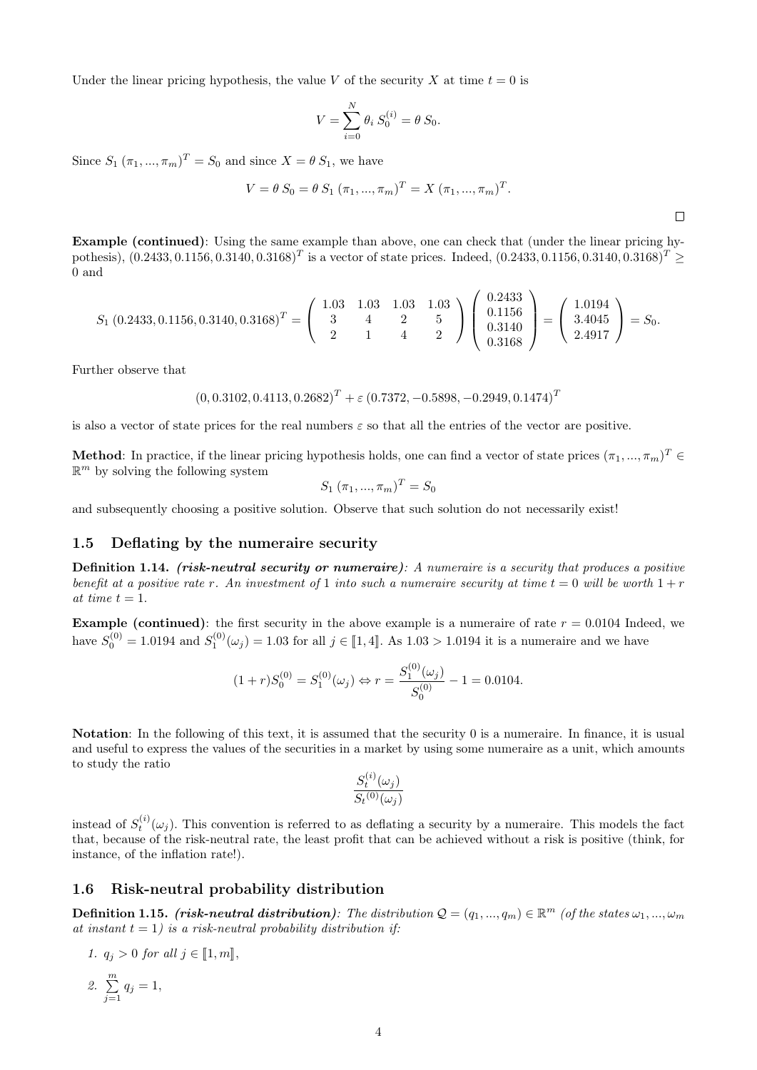Under the linear pricing hypothesis, the value $V$ of the security $X$ at time $t = 0$ is

$$V = \sum_{i=0}^{N} \theta_i \, S_0^{(i)} = \theta \, S_0.$$

Since $S_1 \, (\pi_1, ..., \pi_m)^T = S_0$ and since $X = \theta \, S_1$, we have

$$V = \theta \, S_0 = \theta \, S_1 \, (\pi_1, ..., \pi_m)^T = X \, (\pi_1, ..., \pi_m)^T.$$

$\square$

**Example (continued)**: Using the same example than above, one can check that (under the linear pricing hypothesis), $(0.2433, 0.1156, 0.3140, 0.3168)^T$ is a vector of state prices. Indeed, $(0.2433, 0.1156, 0.3140, 0.3168)^T \geq 0$ and

$$S_1 \, (0.2433, 0.1156, 0.3140, 0.3168)^T = \begin{pmatrix} 1.03 & 1.03 & 1.03 & 1.03 \\ 3 & 4 & 2 & 5 \\ 2 & 1 & 4 & 2 \end{pmatrix} \begin{pmatrix} 0.2433 \\ 0.1156 \\ 0.3140 \\ 0.3168 \end{pmatrix} = \begin{pmatrix} 1.0194 \\ 3.4045 \\ 2.4917 \end{pmatrix} = S_0.$$

Further observe that

$$(0, 0.3102, 0.4113, 0.2682)^T + \varepsilon \, (0.7372, -0.5898, -0.2949, 0.1474)^T$$

is also a vector of state prices for the real numbers $\varepsilon$ so that all the entries of the vector are positive.

**Method**: In practice, if the linear pricing hypothesis holds, one can find a vector of state prices $(\pi_1, ..., \pi_m)^T \in \mathbb{R}^m$ by solving the following system

$$S_1 \, (\pi_1, ..., \pi_m)^T = S_0$$

and subsequently choosing a positive solution. Observe that such solution do not necessarily exist!

## 1.5 Deflating by the numeraire security

**Definition 1.14.** ***(risk-neutral security or numeraire)***: *A numeraire is a security that produces a positive benefit at a positive rate $r$. An investment of 1 into such a numeraire security at time $t = 0$ will be worth $1 + r$ at time $t = 1$.*

**Example (continued)**: the first security in the above example is a numeraire of rate $r = 0.0104$ Indeed, we have $S_0^{(0)} = 1.0194$ and $S_1^{(0)}(\omega_j) = 1.03$ for all $j \in [\![1, 4]\!]$. As $1.03 > 1.0194$ it is a numeraire and we have

$$(1 + r)S_0^{(0)} = S_1^{(0)}(\omega_j) \Leftrightarrow r = \frac{S_1^{(0)}(\omega_j)}{S_0^{(0)}} - 1 = 0.0104.$$

**Notation**: In the following of this text, it is assumed that the security 0 is a numeraire. In finance, it is usual and useful to express the values of the securities in a market by using some numeraire as a unit, which amounts to study the ratio

$$\frac{S_t^{(i)}(\omega_j)}{S_t{}^{(0)}(\omega_j)}$$

instead of $S_t^{(i)}(\omega_j)$. This convention is referred to as deflating a security by a numeraire. This models the fact that, because of the risk-neutral rate, the least profit that can be achieved without a risk is positive (think, for instance, of the inflation rate!).

## 1.6 Risk-neutral probability distribution

**Definition 1.15.** ***(risk-neutral distribution)***: *The distribution $\mathcal{Q} = (q_1, ..., q_m) \in \mathbb{R}^m$ (of the states $\omega_1, ..., \omega_m$ at instant $t = 1$) is a risk-neutral probability distribution if:*

1. *$q_j > 0$ for all $j \in [\![1, m]\!]$,*
2. *$\sum_{j=1}^{m} q_j = 1$,*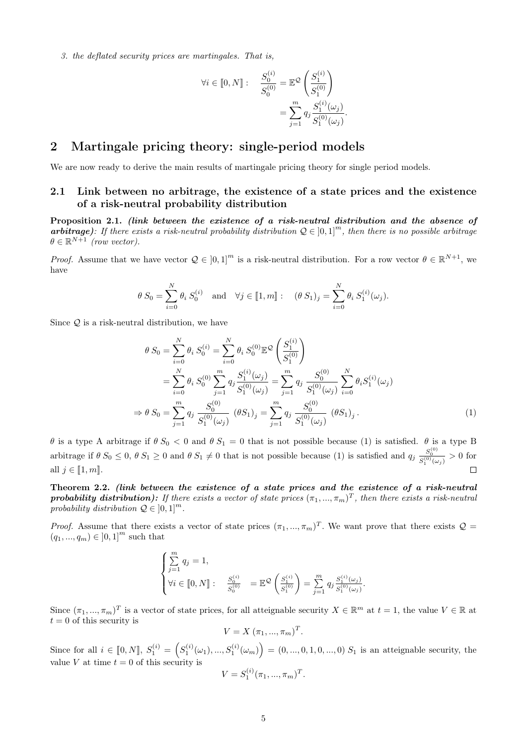*3. the deflated security prices are martingales. That is,*

$$\forall i \in [\![0, N]\!] : \quad \frac{S_0^{(i)}}{S_0^{(0)}} = \mathbb{E}^{\mathcal{Q}}\left(\frac{S_1^{(i)}}{S_1^{(0)}}\right) = \sum_{j=1}^{m} q_j \frac{S_1^{(i)}(\omega_j)}{S_1^{(0)}(\omega_j)}.$$

## 2 Martingale pricing theory: single-period models

We are now ready to derive the main results of martingale pricing theory for single period models.

### 2.1 Link between no arbitrage, the existence of a state prices and the existence of a risk-neutral probability distribution

**Proposition 2.1.** ***(link between the existence of a risk-neutral distribution and the absence of arbitrage)****: If there exists a risk-neutral probability distribution $\mathcal{Q} \in ]0,1]^m$, then there is no possible arbitrage $\theta \in \mathbb{R}^{N+1}$ (row vector).*

*Proof.* Assume that we have vector $\mathcal{Q} \in ]0,1]^m$ is a risk-neutral distribution. For a row vector $\theta \in \mathbb{R}^{N+1}$, we have

$$\theta \, S_0 = \sum_{i=0}^{N} \theta_i \, S_0^{(i)} \quad \text{and} \quad \forall j \in [\![1, m]\!] : \quad (\theta \, S_1)_j = \sum_{i=0}^{N} \theta_i \, S_1^{(i)}(\omega_j).$$

Since $\mathcal{Q}$ is a risk-neutral distribution, we have

$$\begin{aligned}
\theta \, S_0 &= \sum_{i=0}^{N} \theta_i \, S_0^{(i)} = \sum_{i=0}^{N} \theta_i \, S_0^{(0)} \mathbb{E}^{\mathcal{Q}}\left(\frac{S_1^{(i)}}{S_1^{(0)}}\right) \\
&= \sum_{i=0}^{N} \theta_i \, S_0^{(0)} \sum_{j=1}^{m} q_j \frac{S_1^{(i)}(\omega_j)}{S_1^{(0)}(\omega_j)} = \sum_{j=1}^{m} q_j \, \frac{S_0^{(0)}}{S_1^{(0)}(\omega_j)} \sum_{i=0}^{N} \theta_i S_1^{(i)}(\omega_j) \\
\Rightarrow \theta \, S_0 &= \sum_{j=1}^{m} q_j \, \frac{S_0^{(0)}}{S_1^{(0)}(\omega_j)} \, (\theta S_1)_j = \sum_{j=1}^{m} q_j \, \frac{S_0^{(0)}}{S_1^{(0)}(\omega_j)} \, (\theta S_1)_j \,. \qquad (1)
\end{aligned}$$

$\theta$ is a type A arbitrage if $\theta \, S_0 < 0$ and $\theta \, S_1 = 0$ that is not possible because (1) is satisfied. $\theta$ is a type B arbitrage if $\theta \, S_0 \leq 0$, $\theta \, S_1 \geq 0$ and $\theta \, S_1 \neq 0$ that is not possible because (1) is satisfied and $q_j \, \frac{S_0^{(0)}}{S_1^{(0)}(\omega_j)} > 0$ for all $j \in [\![1, m]\!]$. □

**Theorem 2.2.** ***(link between the existence of a state prices and the existence of a risk-neutral probability distribution):*** *If there exists a vector of state prices $(\pi_1, ..., \pi_m)^T$, then there exists a risk-neutral probability distribution $\mathcal{Q} \in ]0,1]^m$.*

*Proof.* Assume that there exists a vector of state prices $(\pi_1, ..., \pi_m)^T$. We want prove that there exists $\mathcal{Q} = (q_1, ..., q_m) \in ]0,1]^m$ such that

$$\begin{cases} \sum\limits_{j=1}^{m} q_j = 1, \\ \forall i \in [\![0, N]\!] : \quad \frac{S_0^{(i)}}{S_0^{(0)}} = \mathbb{E}^{\mathcal{Q}}\left(\frac{S_1^{(i)}}{S_1^{(0)}}\right) = \sum\limits_{j=1}^{m} q_j \frac{S_1^{(i)}(\omega_j)}{S_1^{(0)}(\omega_j)}. \end{cases}$$

Since $(\pi_1, ..., \pi_m)^T$ is a vector of state prices, for all atteignable security $X \in \mathbb{R}^m$ at $t = 1$, the value $V \in \mathbb{R}$ at $t = 0$ of this security is

$$V = X \, (\pi_1, ..., \pi_m)^T.$$

Since for all $i \in [\![0, N]\!]$, $S_1^{(i)} = \left(S_1^{(i)}(\omega_1), ..., S_1^{(i)}(\omega_m)\right) = (0, ..., 0, 1, 0, ..., 0) \; S_1$ is an atteignable security, the value $V$ at time $t = 0$ of this security is

$$V = S_1^{(i)} (\pi_1, ..., \pi_m)^T.$$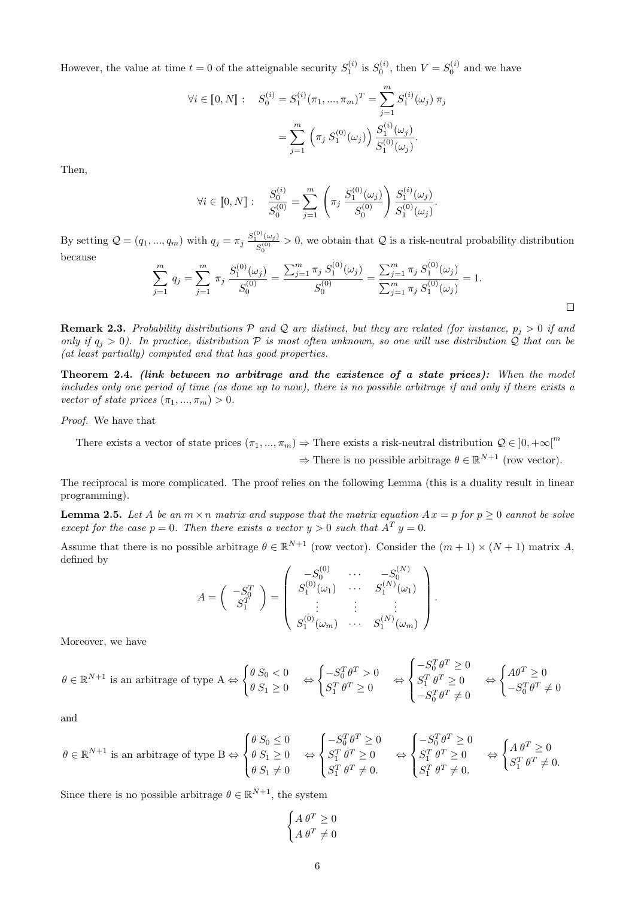However, the value at time $t = 0$ of the atteignable security $S_1^{(i)}$ is $S_0^{(i)}$, then $V = S_0^{(i)}$ and we have

$$\forall i \in [\![0, N]\!]: \quad S_0^{(i)} = S_1^{(i)}(\pi_1, ..., \pi_m)^T = \sum_{j=1}^{m} S_1^{(i)}(\omega_j)\,\pi_j$$

$$= \sum_{j=1}^{m} \left(\pi_j\, S_1^{(0)}(\omega_j)\right) \frac{S_1^{(i)}(\omega_j)}{S_1^{(0)}(\omega_j)}.$$

Then,

$$\forall i \in [\![0, N]\!]: \quad \frac{S_0^{(i)}}{S_0^{(0)}} = \sum_{j=1}^{m} \left(\pi_j\, \frac{S_1^{(0)}(\omega_j)}{S_0^{(0)}}\right) \frac{S_1^{(i)}(\omega_j)}{S_1^{(0)}(\omega_j)}.$$

By setting $\mathcal{Q} = (q_1, ..., q_m)$ with $q_j = \pi_j \frac{S_1^{(0)}(\omega_j)}{S_0^{(0)}} > 0$, we obtain that $\mathcal{Q}$ is a risk-neutral probability distribution because

$$\sum_{j=1}^{m} q_j = \sum_{j=1}^{m} \pi_j\, \frac{S_1^{(0)}(\omega_j)}{S_0^{(0)}} = \frac{\sum_{j=1}^{m} \pi_j\, S_1^{(0)}(\omega_j)}{S_0^{(0)}} = \frac{\sum_{j=1}^{m} \pi_j\, S_1^{(0)}(\omega_j)}{\sum_{j=1}^{m} \pi_j\, S_1^{(0)}(\omega_j)} = 1.$$

□

**Remark 2.3.** *Probability distributions $\mathcal{P}$ and $\mathcal{Q}$ are distinct, but they are related (for instance, $p_j > 0$ if and only if $q_j > 0$). In practice, distribution $\mathcal{P}$ is most often unknown, so one will use distribution $\mathcal{Q}$ that can be (at least partially) computed and that has good properties.*

**Theorem 2.4.** ***(link between no arbitrage and the existence of a state prices):*** *When the model includes only one period of time (as done up to now), there is no possible arbitrage if and only if there exists a vector of state prices $(\pi_1, ..., \pi_m) > 0$.*

*Proof.* We have that

There exists a vector of state prices $(\pi_1, ..., \pi_m) \Rightarrow$ There exists a risk-neutral distribution $\mathcal{Q} \in ]0, +\infty[^m$

$\Rightarrow$ There is no possible arbitrage $\theta \in \mathbb{R}^{N+1}$ (row vector).

The reciprocal is more complicated. The proof relies on the following Lemma (this is a duality result in linear programming).

**Lemma 2.5.** *Let $A$ be an $m \times n$ matrix and suppose that the matrix equation $A\,x = p$ for $p \geq 0$ cannot be solve except for the case $p = 0$. Then there exists a vector $y > 0$ such that $A^T\, y = 0$.*

Assume that there is no possible arbitrage $\theta \in \mathbb{R}^{N+1}$ (row vector). Consider the $(m+1) \times (N+1)$ matrix $A$, defined by

$$A = \begin{pmatrix} -S_0^T \\ S_1^T \end{pmatrix} = \begin{pmatrix} -S_0^{(0)} & \cdots & -S_0^{(N)} \\ S_1^{(0)}(\omega_1) & \cdots & S_1^{(N)}(\omega_1) \\ \vdots & \vdots & \vdots \\ S_1^{(0)}(\omega_m) & \cdots & S_1^{(N)}(\omega_m) \end{pmatrix}.$$

Moreover, we have

$$\theta \in \mathbb{R}^{N+1} \text{ is an arbitrage of type A} \Leftrightarrow \begin{cases} \theta\, S_0 < 0 \\ \theta\, S_1 \geq 0 \end{cases} \Leftrightarrow \begin{cases} -S_0^T \theta^T > 0 \\ S_1^T\, \theta^T \geq 0 \end{cases} \Leftrightarrow \begin{cases} -S_0^T \theta^T \geq 0 \\ S_1^T\, \theta^T \geq 0 \\ -S_0^T \theta^T \neq 0 \end{cases} \Leftrightarrow \begin{cases} A\theta^T \geq 0 \\ -S_0^T \theta^T \neq 0 \end{cases}$$

and

$$\theta \in \mathbb{R}^{N+1} \text{ is an arbitrage of type B} \Leftrightarrow \begin{cases} \theta\, S_0 \leq 0 \\ \theta\, S_1 \geq 0 \\ \theta\, S_1 \neq 0 \end{cases} \Leftrightarrow \begin{cases} -S_0^T \theta^T \geq 0 \\ S_1^T\, \theta^T \geq 0 \\ S_1^T\, \theta^T \neq 0. \end{cases} \Leftrightarrow \begin{cases} -S_0^T \theta^T \geq 0 \\ S_1^T\, \theta^T \geq 0 \\ S_1^T\, \theta^T \neq 0. \end{cases} \Leftrightarrow \begin{cases} A\,\theta^T \geq 0 \\ S_1^T\, \theta^T \neq 0. \end{cases}$$

Since there is no possible arbitrage $\theta \in \mathbb{R}^{N+1}$, the system

$$\begin{cases} A\,\theta^T \geq 0 \\ A\,\theta^T \neq 0 \end{cases}$$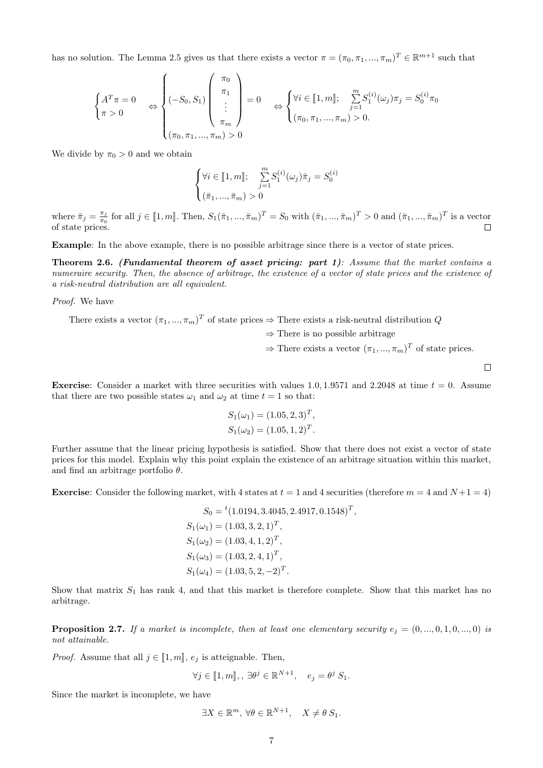has no solution. The Lemma 2.5 gives us that there exists a vector $\pi = (\pi_0, \pi_1, ..., \pi_m)^T \in \mathbb{R}^{m+1}$ such that

$$\begin{cases} A^T\pi = 0 \\ \pi > 0 \end{cases} \Leftrightarrow \begin{cases} (-S_0, S_1)\begin{pmatrix} \pi_0 \\ \pi_1 \\ \vdots \\ \pi_m \end{pmatrix} = 0 \\ (\pi_0, \pi_1, ..., \pi_m) > 0 \end{cases} \Leftrightarrow \begin{cases} \forall i \in [\![1, m]\!]; \quad \sum_{j=1}^{m} S_1^{(i)}(\omega_j)\pi_j = S_0^{(i)}\pi_0 \\ (\pi_0, \pi_1, ..., \pi_m) > 0. \end{cases}$$

We divide by $\pi_0 > 0$ and we obtain

$$\begin{cases} \forall i \in [\![1, m]\!]; \quad \sum_{j=1}^{m} S_1^{(i)}(\omega_j)\bar{\pi}_j = S_0^{(i)} \\ (\bar{\pi}_1, ..., \bar{\pi}_m) > 0 \end{cases}$$

where $\bar{\pi}_j = \frac{\pi_j}{\pi_0}$ for all $j \in [\![1, m]\!]$. Then, $S_1(\bar{\pi}_1, ..., \bar{\pi}_m)^T = S_0$ with $(\bar{\pi}_1, ..., \bar{\pi}_m)^T > 0$ and $(\bar{\pi}_1, ..., \bar{\pi}_m)^T$ is a vector of state prices. □

**Example**: In the above example, there is no possible arbitrage since there is a vector of state prices.

**Theorem 2.6.** ***(Fundamental theorem of asset pricing: part 1)***: *Assume that the market contains a numeraire security. Then, the absence of arbitrage, the existence of a vector of state prices and the existence of a risk-neutral distribution are all equivalent.*

*Proof.* We have

There exists a vector $(\pi_1, ..., \pi_m)^T$ of state prices $\Rightarrow$ There exists a risk-neutral distribution $Q$
$\Rightarrow$ There is no possible arbitrage
$\Rightarrow$ There exists a vector $(\pi_1, ..., \pi_m)^T$ of state prices.

□

**Exercise**: Consider a market with three securities with values 1.0, 1.9571 and 2.2048 at time $t = 0$. Assume that there are two possible states $\omega_1$ and $\omega_2$ at time $t = 1$ so that:

$$S_1(\omega_1) = (1.05, 2, 3)^T,$$
$$S_1(\omega_2) = (1.05, 1, 2)^T.$$

Further assume that the linear pricing hypothesis is satisfied. Show that there does not exist a vector of state prices for this model. Explain why this point explain the existence of an arbitrage situation within this market, and find an arbitrage portfolio $\theta$.

**Exercise**: Consider the following market, with 4 states at $t = 1$ and 4 securities (therefore $m = 4$ and $N+1 = 4$)

$$S_0 = {}^t(1.0194, 3.4045, 2.4917, 0.1548)^T,$$
$$S_1(\omega_1) = (1.03, 3, 2, 1)^T,$$
$$S_1(\omega_2) = (1.03, 4, 1, 2)^T,$$
$$S_1(\omega_3) = (1.03, 2, 4, 1)^T,$$
$$S_1(\omega_4) = (1.03, 5, 2, -2)^T.$$

Show that matrix $S_1$ has rank 4, and that this market is therefore complete. Show that this market has no arbitrage.

**Proposition 2.7.** *If a market is incomplete, then at least one elementary security $e_j = (0, ..., 0, 1, 0, ..., 0)$ is not attainable.*

*Proof.* Assume that all $j \in [\![1, m]\!]$, $e_j$ is atteignable. Then,

$$\forall j \in [\![1, m]\!], , \exists \theta^j \in \mathbb{R}^{N+1}, \quad e_j = \theta^j\, S_1.$$

Since the market is incomplete, we have

$$\exists X \in \mathbb{R}^m, \forall \theta \in \mathbb{R}^{N+1}, \quad X \neq \theta\, S_1.$$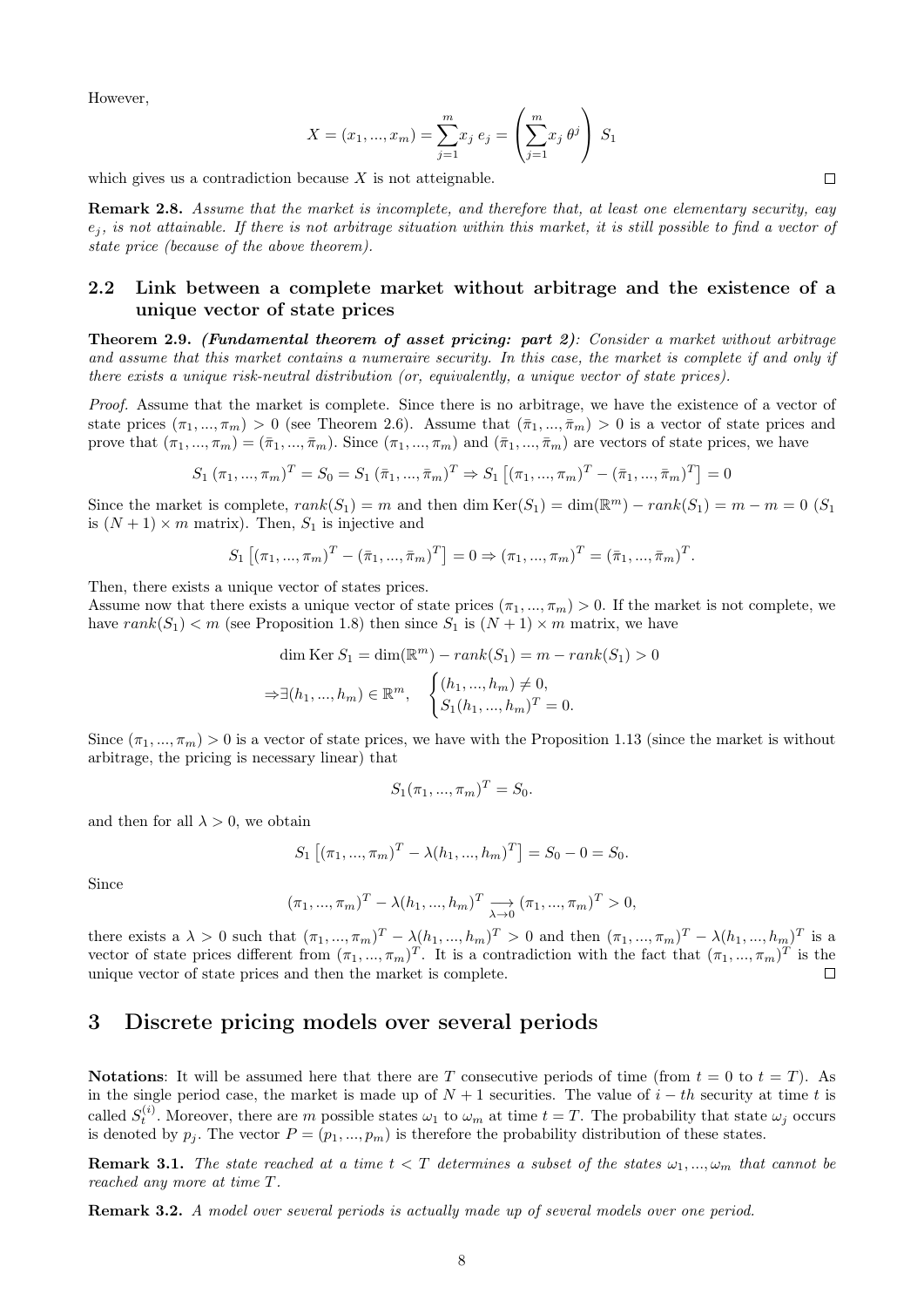However,

$$X = (x_1, ..., x_m) = \sum_{j=1}^{m} x_j \, e_j = \left( \sum_{j=1}^{m} x_j \, \theta^j \right) \, S_1$$

which gives us a contradiction because $X$ is not atteignable. $\square$

**Remark 2.8.** *Assume that the market is incomplete, and therefore that, at least one elementary security, eay $e_j$, is not attainable. If there is not arbitrage situation within this market, it is still possible to find a vector of state price (because of the above theorem).*

## 2.2 Link between a complete market without arbitrage and the existence of a unique vector of state prices

**Theorem 2.9.** ***(Fundamental theorem of asset pricing: part 2)****: Consider a market without arbitrage and assume that this market contains a numeraire security. In this case, the market is complete if and only if there exists a unique risk-neutral distribution (or, equivalently, a unique vector of state prices).*

*Proof.* Assume that the market is complete. Since there is no arbitrage, we have the existence of a vector of state prices $(\pi_1, ..., \pi_m) > 0$ (see Theorem 2.6). Assume that $(\bar{\pi}_1, ..., \bar{\pi}_m) > 0$ is a vector of state prices and prove that $(\pi_1, ..., \pi_m) = (\bar{\pi}_1, ..., \bar{\pi}_m)$. Since $(\pi_1, ..., \pi_m)$ and $(\bar{\pi}_1, ..., \bar{\pi}_m)$ are vectors of state prices, we have

$$S_1 \, (\pi_1, ..., \pi_m)^T = S_0 = S_1 \, (\bar{\pi}_1, ..., \bar{\pi}_m)^T \Rightarrow S_1 \left[ (\pi_1, ..., \pi_m)^T - (\bar{\pi}_1, ..., \bar{\pi}_m)^T \right] = 0$$

Since the market is complete, $rank(S_1) = m$ and then $\dim \mathrm{Ker}(S_1) = \dim(\mathbb{R}^m) - rank(S_1) = m - m = 0$ ($S_1$ is $(N+1) \times m$ matrix). Then, $S_1$ is injective and

$$S_1 \left[ (\pi_1, ..., \pi_m)^T - (\bar{\pi}_1, ..., \bar{\pi}_m)^T \right] = 0 \Rightarrow (\pi_1, ..., \pi_m)^T = (\bar{\pi}_1, ..., \bar{\pi}_m)^T.$$

Then, there exists a unique vector of states prices.
Assume now that there exists a unique vector of state prices $(\pi_1, ..., \pi_m) > 0$. If the market is not complete, we have $rank(S_1) < m$ (see Proposition 1.8) then since $S_1$ is $(N+1) \times m$ matrix, we have

$$\dim \mathrm{Ker} \, S_1 = \dim(\mathbb{R}^m) - rank(S_1) = m - rank(S_1) > 0$$

$$\Rightarrow \exists (h_1, ..., h_m) \in \mathbb{R}^m, \quad \begin{cases} (h_1, ..., h_m) \neq 0, \\ S_1 (h_1, ..., h_m)^T = 0. \end{cases}$$

Since $(\pi_1, ..., \pi_m) > 0$ is a vector of state prices, we have with the Proposition 1.13 (since the market is without arbitrage, the pricing is necessary linear) that

$$S_1 (\pi_1, ..., \pi_m)^T = S_0.$$

and then for all $\lambda > 0$, we obtain

$$S_1 \left[ (\pi_1, ..., \pi_m)^T - \lambda (h_1, ..., h_m)^T \right] = S_0 - 0 = S_0.$$

Since

$$(\pi_1, ..., \pi_m)^T - \lambda (h_1, ..., h_m)^T \underset{\lambda \to 0}{\longrightarrow} (\pi_1, ..., \pi_m)^T > 0,$$

there exists a $\lambda > 0$ such that $(\pi_1, ..., \pi_m)^T - \lambda (h_1, ..., h_m)^T > 0$ and then $(\pi_1, ..., \pi_m)^T - \lambda (h_1, ..., h_m)^T$ is a vector of state prices different from $(\pi_1, ..., \pi_m)^T$. It is a contradiction with the fact that $(\pi_1, ..., \pi_m)^T$ is the unique vector of state prices and then the market is complete. $\square$

# 3 Discrete pricing models over several periods

**Notations**: It will be assumed here that there are $T$ consecutive periods of time (from $t = 0$ to $t = T$). As in the single period case, the market is made up of $N+1$ securities. The value of $i-th$ security at time $t$ is called $S_t^{(i)}$. Moreover, there are $m$ possible states $\omega_1$ to $\omega_m$ at time $t = T$. The probability that state $\omega_j$ occurs is denoted by $p_j$. The vector $P = (p_1, ..., p_m)$ is therefore the probability distribution of these states.

**Remark 3.1.** *The state reached at a time $t < T$ determines a subset of the states $\omega_1, ..., \omega_m$ that cannot be reached any more at time $T$.*

**Remark 3.2.** *A model over several periods is actually made up of several models over one period.*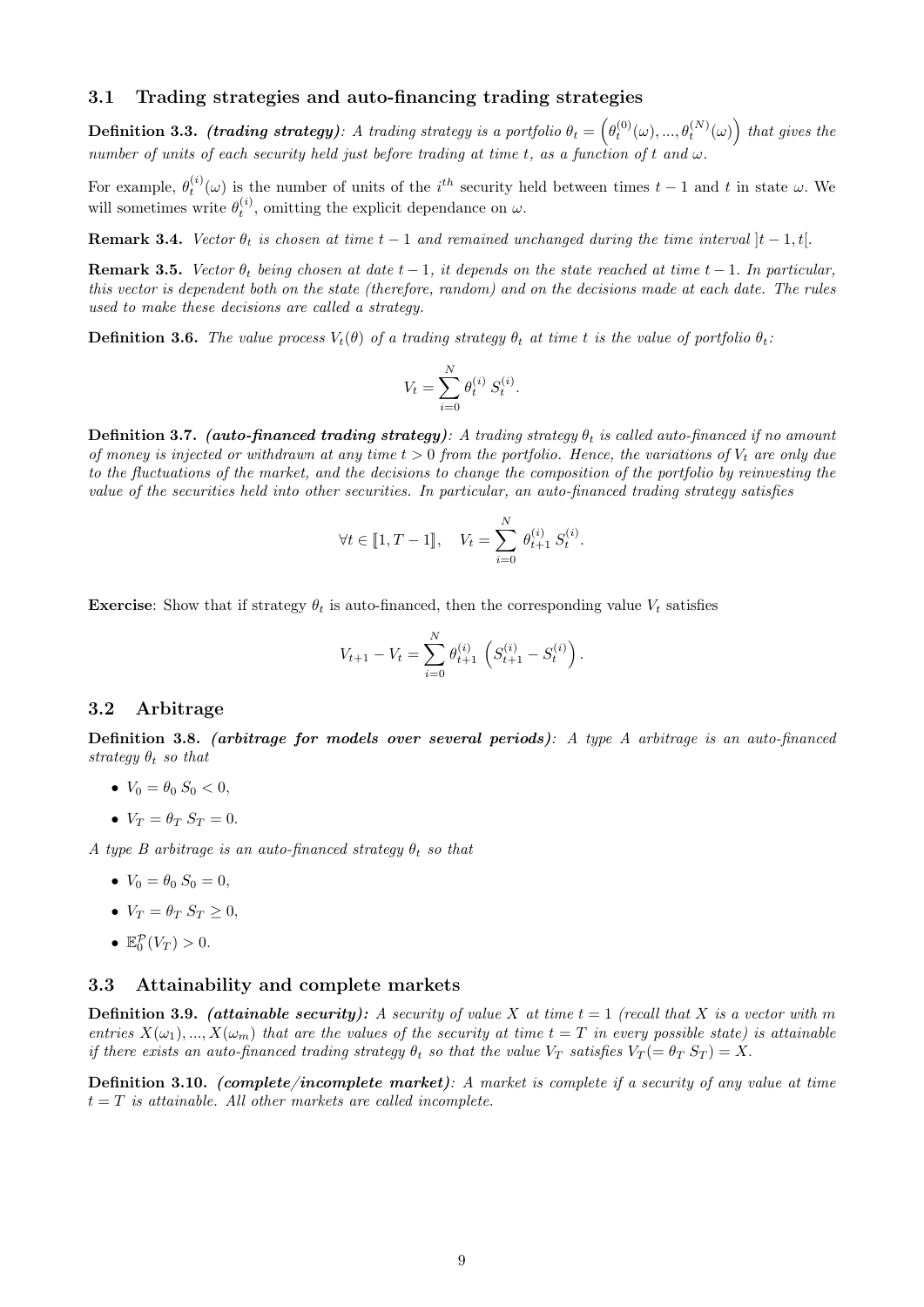### 3.1 Trading strategies and auto-financing trading strategies

**Definition 3.3.** ***(trading strategy)***: *A trading strategy is a portfolio* $\theta_t = \left(\theta_t^{(0)}(\omega), ..., \theta_t^{(N)}(\omega)\right)$ *that gives the number of units of each security held just before trading at time* $t$*, as a function of* $t$ *and* $\omega$*.*

For example, $\theta_t^{(i)}(\omega)$ is the number of units of the $i^{th}$ security held between times $t-1$ and $t$ in state $\omega$. We will sometimes write $\theta_t^{(i)}$, omitting the explicit dependance on $\omega$.

**Remark 3.4.** *Vector* $\theta_t$ *is chosen at time* $t-1$ *and remained unchanged during the time interval* $]t-1, t[$*.*

**Remark 3.5.** *Vector* $\theta_t$ *being chosen at date* $t-1$*, it depends on the state reached at time* $t-1$*. In particular, this vector is dependent both on the state (therefore, random) and on the decisions made at each date. The rules used to make these decisions are called a strategy.*

**Definition 3.6.** *The value process* $V_t(\theta)$ *of a trading strategy* $\theta_t$ *at time* $t$ *is the value of portfolio* $\theta_t$*:*

$$V_t = \sum_{i=0}^{N} \theta_t^{(i)} \, S_t^{(i)}.$$

**Definition 3.7.** ***(auto-financed trading strategy)***: *A trading strategy* $\theta_t$ *is called auto-financed if no amount of money is injected or withdrawn at any time* $t > 0$ *from the portfolio. Hence, the variations of* $V_t$ *are only due to the fluctuations of the market, and the decisions to change the composition of the portfolio by reinvesting the value of the securities held into other securities. In particular, an auto-financed trading strategy satisfies*

$$\forall t \in [\![1, T-1]\!], \quad V_t = \sum_{i=0}^{N} \theta_{t+1}^{(i)} \, S_t^{(i)}.$$

**Exercise**: Show that if strategy $\theta_t$ is auto-financed, then the corresponding value $V_t$ satisfies

$$V_{t+1} - V_t = \sum_{i=0}^{N} \theta_{t+1}^{(i)} \left(S_{t+1}^{(i)} - S_t^{(i)}\right).$$

### 3.2 Arbitrage

**Definition 3.8.** ***(arbitrage for models over several periods)***: *A type A arbitrage is an auto-financed strategy* $\theta_t$ *so that*

- $V_0 = \theta_0 \, S_0 < 0$,
- $V_T = \theta_T \, S_T = 0$.

*A type B arbitrage is an auto-financed strategy* $\theta_t$ *so that*

- $V_0 = \theta_0 \, S_0 = 0$,
- $V_T = \theta_T \, S_T \geq 0$,
- $\mathbb{E}_0^{\mathcal{P}}(V_T) > 0$.

### 3.3 Attainability and complete markets

**Definition 3.9.** ***(attainable security):*** *A security of value* $X$ *at time* $t = 1$ *(recall that* $X$ *is a vector with* $m$ *entries* $X(\omega_1), ..., X(\omega_m)$ *that are the values of the security at time* $t = T$ *in every possible state) is attainable if there exists an auto-financed trading strategy* $\theta_t$ *so that the value* $V_T$ *satisfies* $V_T (= \theta_T \, S_T) = X$*.*

**Definition 3.10.** ***(complete/incomplete market)***: *A market is complete if a security of any value at time* $t = T$ *is attainable. All other markets are called incomplete.*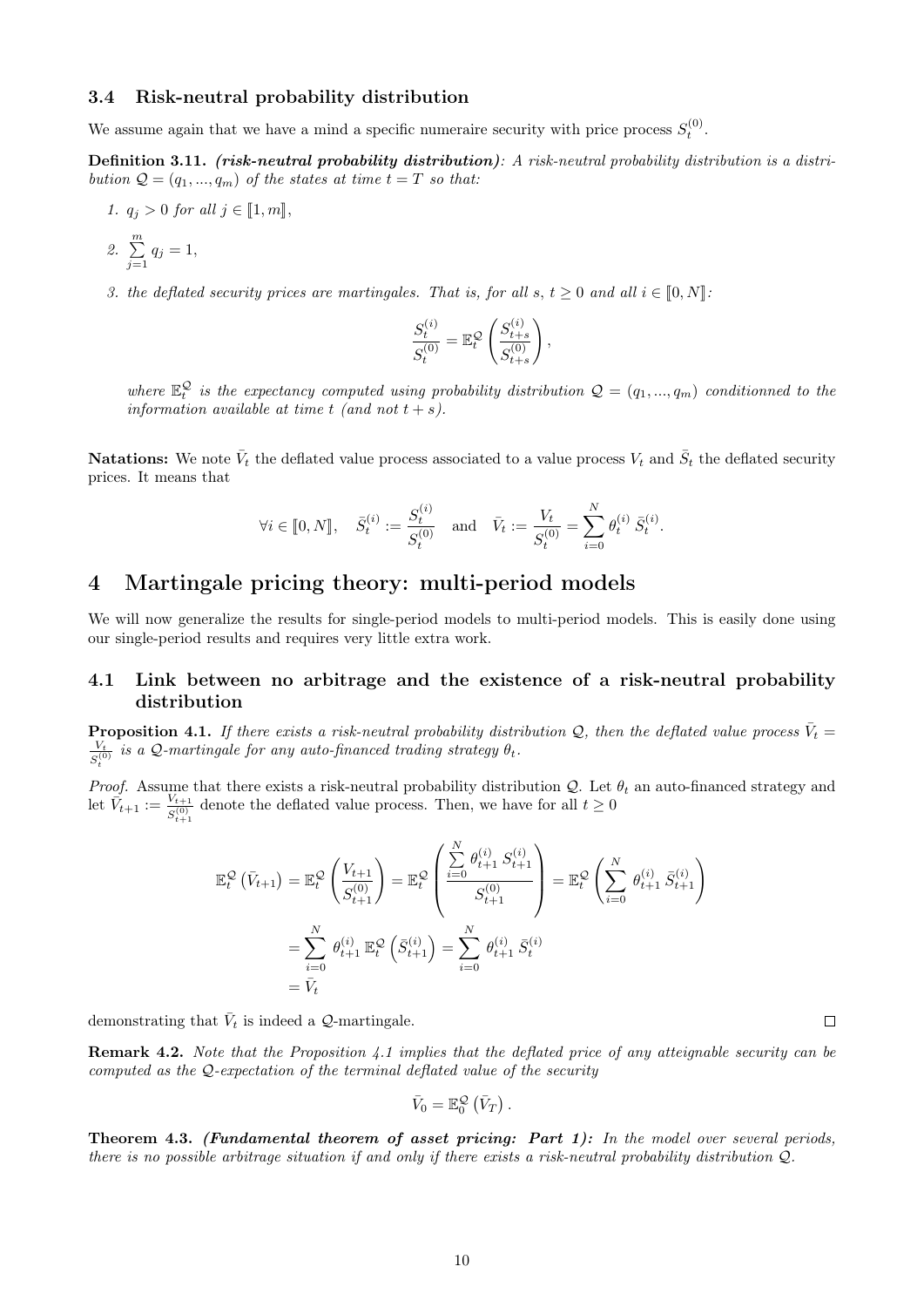### 3.4 Risk-neutral probability distribution

We assume again that we have a mind a specific numeraire security with price process $S_t^{(0)}$.

**Definition 3.11.** ***(risk-neutral probability distribution)****: A risk-neutral probability distribution is a distribution $\mathcal{Q} = (q_1, ..., q_m)$ of the states at time $t = T$ so that:*

1. *$q_j > 0$ for all $j \in [\![1, m]\!]$,*
2. *$\sum_{j=1}^{m} q_j = 1$,*
3. *the deflated security prices are martingales. That is, for all $s$, $t \geq 0$ and all $i \in [\![0, N]\!]$:*

$$\frac{S_t^{(i)}}{S_t^{(0)}} = \mathbb{E}_t^{\mathcal{Q}}\left(\frac{S_{t+s}^{(i)}}{S_{t+s}^{(0)}}\right),$$

*where $\mathbb{E}_t^{\mathcal{Q}}$ is the expectancy computed using probability distribution $\mathcal{Q} = (q_1, ..., q_m)$ conditionned to the information available at time $t$ (and not $t + s$).*

**Natations:** We note $\bar{V}_t$ the deflated value process associated to a value process $V_t$ and $\bar{S}_t$ the deflated security prices. It means that

$$\forall i \in [\![0, N]\!], \quad \bar{S}_t^{(i)} := \frac{S_t^{(i)}}{S_t^{(0)}} \quad \text{and} \quad \bar{V}_t := \frac{V_t}{S_t^{(0)}} = \sum_{i=0}^{N} \theta_t^{(i)}\, \bar{S}_t^{(i)}.$$

# 4 Martingale pricing theory: multi-period models

We will now generalize the results for single-period models to multi-period models. This is easily done using our single-period results and requires very little extra work.

## 4.1 Link between no arbitrage and the existence of a risk-neutral probability distribution

**Proposition 4.1.** *If there exists a risk-neutral probability distribution $\mathcal{Q}$, then the deflated value process $\bar{V}_t = \frac{V_t}{S_t^{(0)}}$ is a $\mathcal{Q}$-martingale for any auto-financed trading strategy $\theta_t$.*

*Proof.* Assume that there exists a risk-neutral probability distribution $\mathcal{Q}$. Let $\theta_t$ an auto-financed strategy and let $\bar{V}_{t+1} := \frac{V_{t+1}}{S_{t+1}^{(0)}}$ denote the deflated value process. Then, we have for all $t \geq 0$

$$\begin{aligned}
\mathbb{E}_t^{\mathcal{Q}}\left(\bar{V}_{t+1}\right) &= \mathbb{E}_t^{\mathcal{Q}}\left(\frac{V_{t+1}}{S_{t+1}^{(0)}}\right) = \mathbb{E}_t^{\mathcal{Q}}\left(\frac{\sum_{i=0}^{N} \theta_{t+1}^{(i)}\, S_{t+1}^{(i)}}{S_{t+1}^{(0)}}\right) = \mathbb{E}_t^{\mathcal{Q}}\left(\sum_{i=0}^{N} \theta_{t+1}^{(i)}\, \bar{S}_{t+1}^{(i)}\right) \\
&= \sum_{i=0}^{N} \theta_{t+1}^{(i)}\, \mathbb{E}_t^{\mathcal{Q}}\left(\bar{S}_{t+1}^{(i)}\right) = \sum_{i=0}^{N} \theta_{t+1}^{(i)}\, \bar{S}_t^{(i)} \\
&= \bar{V}_t
\end{aligned}$$

demonstrating that $\bar{V}_t$ is indeed a $\mathcal{Q}$-martingale. $\square$

**Remark 4.2.** *Note that the Proposition 4.1 implies that the deflated price of any atteignable security can be computed as the $\mathcal{Q}$-expectation of the terminal deflated value of the security*

$$\bar{V}_0 = \mathbb{E}_0^{\mathcal{Q}}\left(\bar{V}_T\right).$$

**Theorem 4.3.** ***(Fundamental theorem of asset pricing: Part 1):*** *In the model over several periods, there is no possible arbitrage situation if and only if there exists a risk-neutral probability distribution $\mathcal{Q}$.*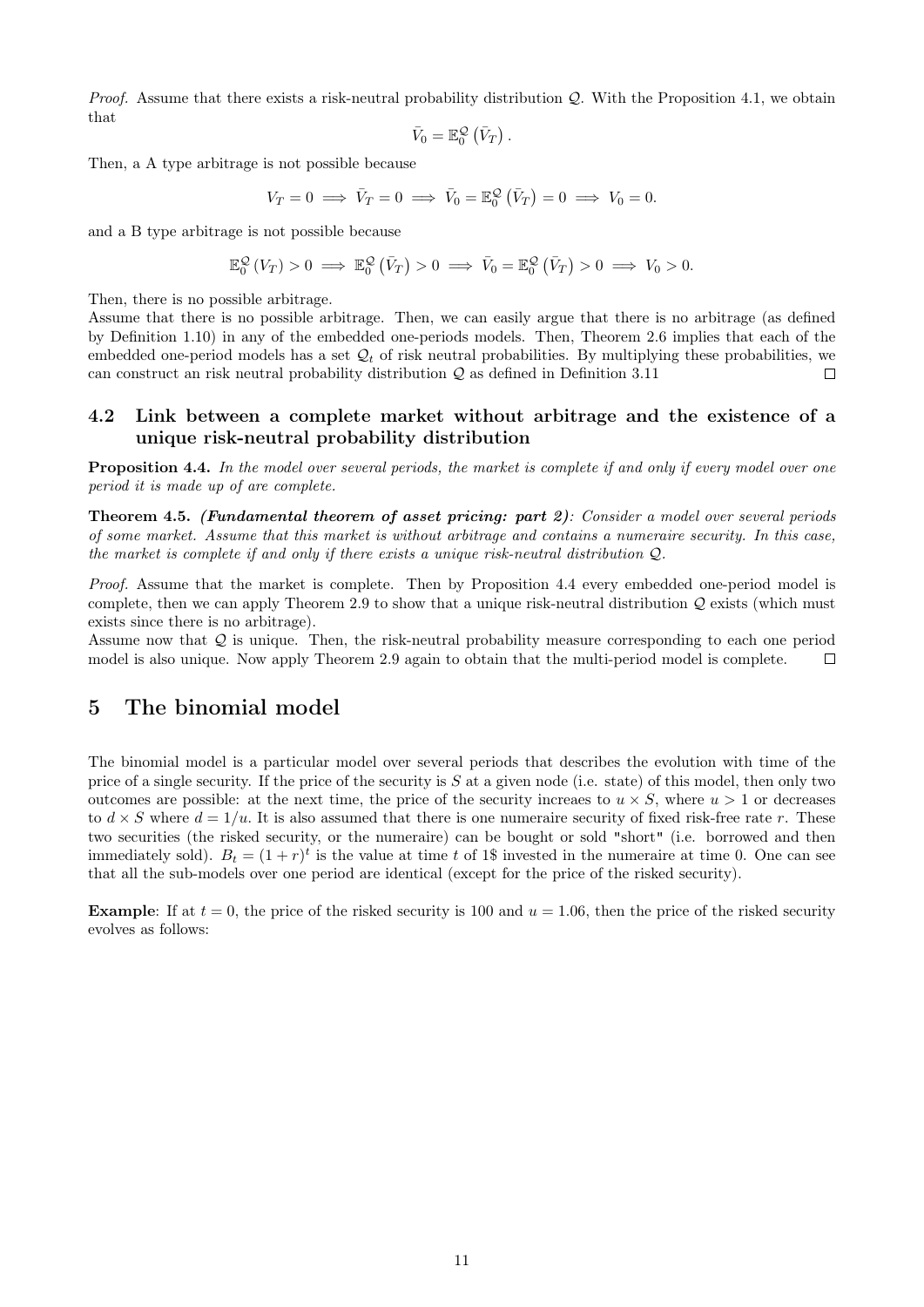*Proof.* Assume that there exists a risk-neutral probability distribution $\mathcal{Q}$. With the Proposition 4.1, we obtain that

$$\bar{V}_0 = \mathbb{E}_0^{\mathcal{Q}}\left(\bar{V}_T\right).$$

Then, a A type arbitrage is not possible because

$$V_T = 0 \implies \bar{V}_T = 0 \implies \bar{V}_0 = \mathbb{E}_0^{\mathcal{Q}}\left(\bar{V}_T\right) = 0 \implies V_0 = 0.$$

and a B type arbitrage is not possible because

$$\mathbb{E}_0^{\mathcal{Q}}\left(V_T\right) > 0 \implies \mathbb{E}_0^{\mathcal{Q}}\left(\bar{V}_T\right) > 0 \implies \bar{V}_0 = \mathbb{E}_0^{\mathcal{Q}}\left(\bar{V}_T\right) > 0 \implies V_0 > 0.$$

Then, there is no possible arbitrage.
Assume that there is no possible arbitrage. Then, we can easily argue that there is no arbitrage (as defined by Definition 1.10) in any of the embedded one-periods models. Then, Theorem 2.6 implies that each of the embedded one-period models has a set $\mathcal{Q}_t$ of risk neutral probabilities. By multiplying these probabilities, we can construct an risk neutral probability distribution $\mathcal{Q}$ as defined in Definition 3.11 ∎

## 4.2 Link between a complete market without arbitrage and the existence of a unique risk-neutral probability distribution

**Proposition 4.4.** *In the model over several periods, the market is complete if and only if every model over one period it is made up of are complete.*

**Theorem 4.5.** ***(Fundamental theorem of asset pricing: part 2)****: Consider a model over several periods of some market. Assume that this market is without arbitrage and contains a numeraire security. In this case, the market is complete if and only if there exists a unique risk-neutral distribution $\mathcal{Q}$.*

*Proof.* Assume that the market is complete. Then by Proposition 4.4 every embedded one-period model is complete, then we can apply Theorem 2.9 to show that a unique risk-neutral distribution $\mathcal{Q}$ exists (which must exists since there is no arbitrage).
Assume now that $\mathcal{Q}$ is unique. Then, the risk-neutral probability measure corresponding to each one period model is also unique. Now apply Theorem 2.9 again to obtain that the multi-period model is complete. ∎

# 5 The binomial model

The binomial model is a particular model over several periods that describes the evolution with time of the price of a single security. If the price of the security is $S$ at a given node (i.e. state) of this model, then only two outcomes are possible: at the next time, the price of the security increaes to $u \times S$, where $u > 1$ or decreases to $d \times S$ where $d = 1/u$. It is also assumed that there is one numeraire security of fixed risk-free rate $r$. These two securities (the risked security, or the numeraire) can be bought or sold "short" (i.e. borrowed and then immediately sold). $B_t = (1+r)^t$ is the value at time $t$ of 1$ invested in the numeraire at time 0. One can see that all the sub-models over one period are identical (except for the price of the risked security).

**Example**: If at $t = 0$, the price of the risked security is 100 and $u = 1.06$, then the price of the risked security evolves as follows: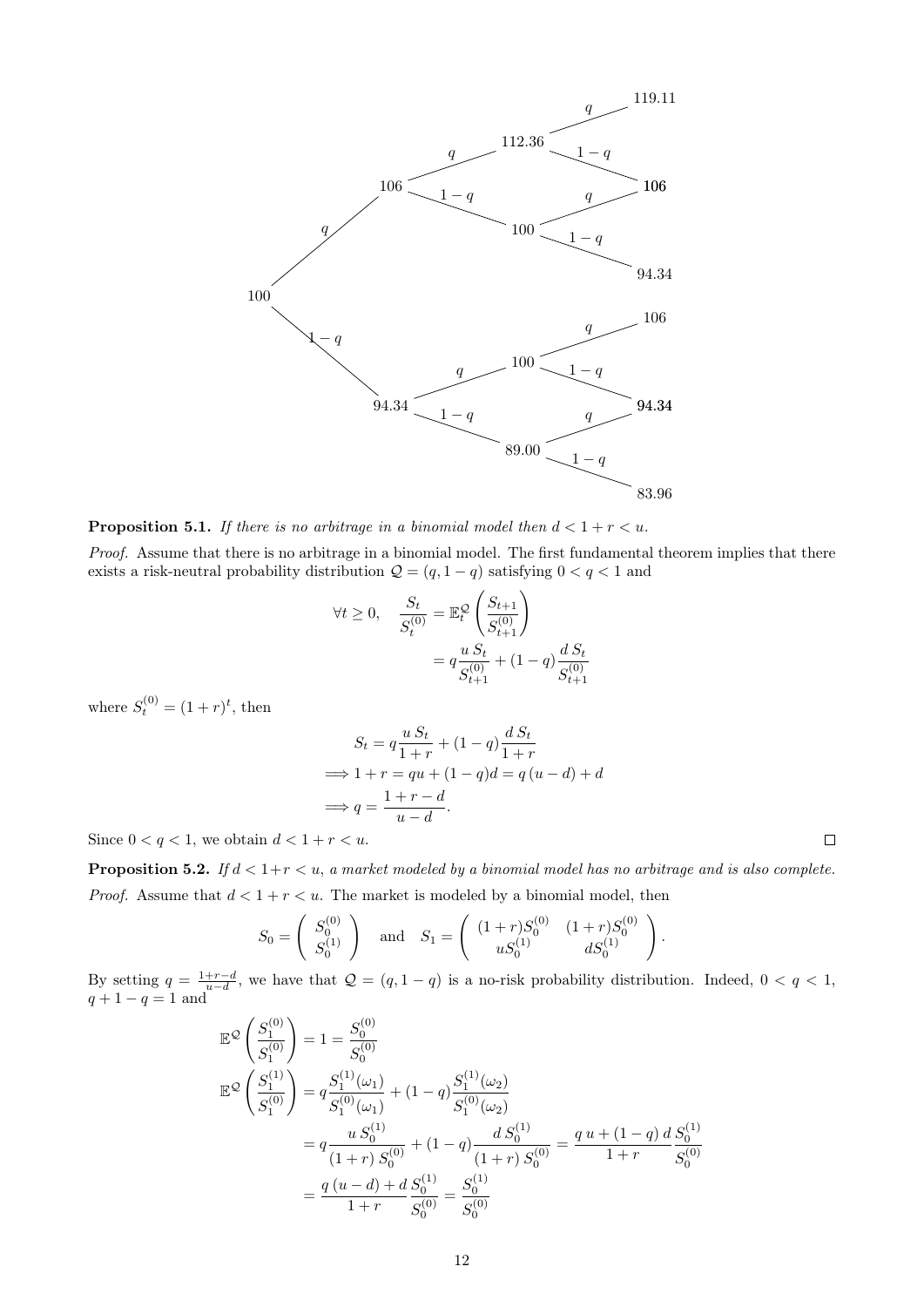```
                                          q   119.11
                              112.36
                     q                    1 − q
              106                                106
                     1 − q                q
                              100
                                          1 − q
        q                                        94.34
100
        1 − q                                    106
                                          q
                              100
                     q                    1 − q
              94.34                              94.34
                     1 − q                q
                              89.00
                                          1 − q
                                                 83.96
```

**Proposition 5.1.** *If there is no arbitrage in a binomial model then $d < 1 + r < u$.*

*Proof.* Assume that there is no arbitrage in a binomial model. The first fundamental theorem implies that there exists a risk-neutral probability distribution $\mathcal{Q} = (q, 1-q)$ satisfying $0 < q < 1$ and

$$\forall t \geq 0, \quad \frac{S_t}{S_t^{(0)}} = \mathbb{E}_t^{\mathcal{Q}}\left(\frac{S_{t+1}}{S_{t+1}^{(0)}}\right)$$
$$= q\frac{u\,S_t}{S_{t+1}^{(0)}} + (1-q)\frac{d\,S_t}{S_{t+1}^{(0)}}$$

where $S_t^{(0)} = (1+r)^t$, then

$$S_t = q\frac{u\,S_t}{1+r} + (1-q)\frac{d\,S_t}{1+r}$$
$$\Longrightarrow 1 + r = qu + (1-q)d = q\,(u-d) + d$$
$$\Longrightarrow q = \frac{1+r-d}{u-d}.$$

Since $0 < q < 1$, we obtain $d < 1 + r < u$. ◻

**Proposition 5.2.** *If $d < 1+r < u$, a market modeled by a binomial model has no arbitrage and is also complete.*

*Proof.* Assume that $d < 1 + r < u$. The market is modeled by a binomial model, then

$$S_0 = \begin{pmatrix} S_0^{(0)} \\ S_0^{(1)} \end{pmatrix} \quad \text{and} \quad S_1 = \begin{pmatrix} (1+r)S_0^{(0)} & (1+r)S_0^{(0)} \\ uS_0^{(1)} & dS_0^{(1)} \end{pmatrix}.$$

By setting $q = \frac{1+r-d}{u-d}$, we have that $\mathcal{Q} = (q, 1-q)$ is a no-risk probability distribution. Indeed, $0 < q < 1$, $q + 1 - q = 1$ and

$$\mathbb{E}^{\mathcal{Q}}\left(\frac{S_1^{(0)}}{S_1^{(0)}}\right) = 1 = \frac{S_0^{(0)}}{S_0^{(0)}}$$

$$\mathbb{E}^{\mathcal{Q}}\left(\frac{S_1^{(1)}}{S_1^{(0)}}\right) = q\frac{S_1^{(1)}(\omega_1)}{S_1^{(0)}(\omega_1)} + (1-q)\frac{S_1^{(1)}(\omega_2)}{S_1^{(0)}(\omega_2)}$$
$$= q\frac{u\,S_0^{(1)}}{(1+r)\,S_0^{(0)}} + (1-q)\frac{d\,S_0^{(1)}}{(1+r)\,S_0^{(0)}} = \frac{q\,u + (1-q)\,d}{1+r}\frac{S_0^{(1)}}{S_0^{(0)}}$$
$$= \frac{q\,(u-d) + d}{1+r}\frac{S_0^{(1)}}{S_0^{(0)}} = \frac{S_0^{(1)}}{S_0^{(0)}}$$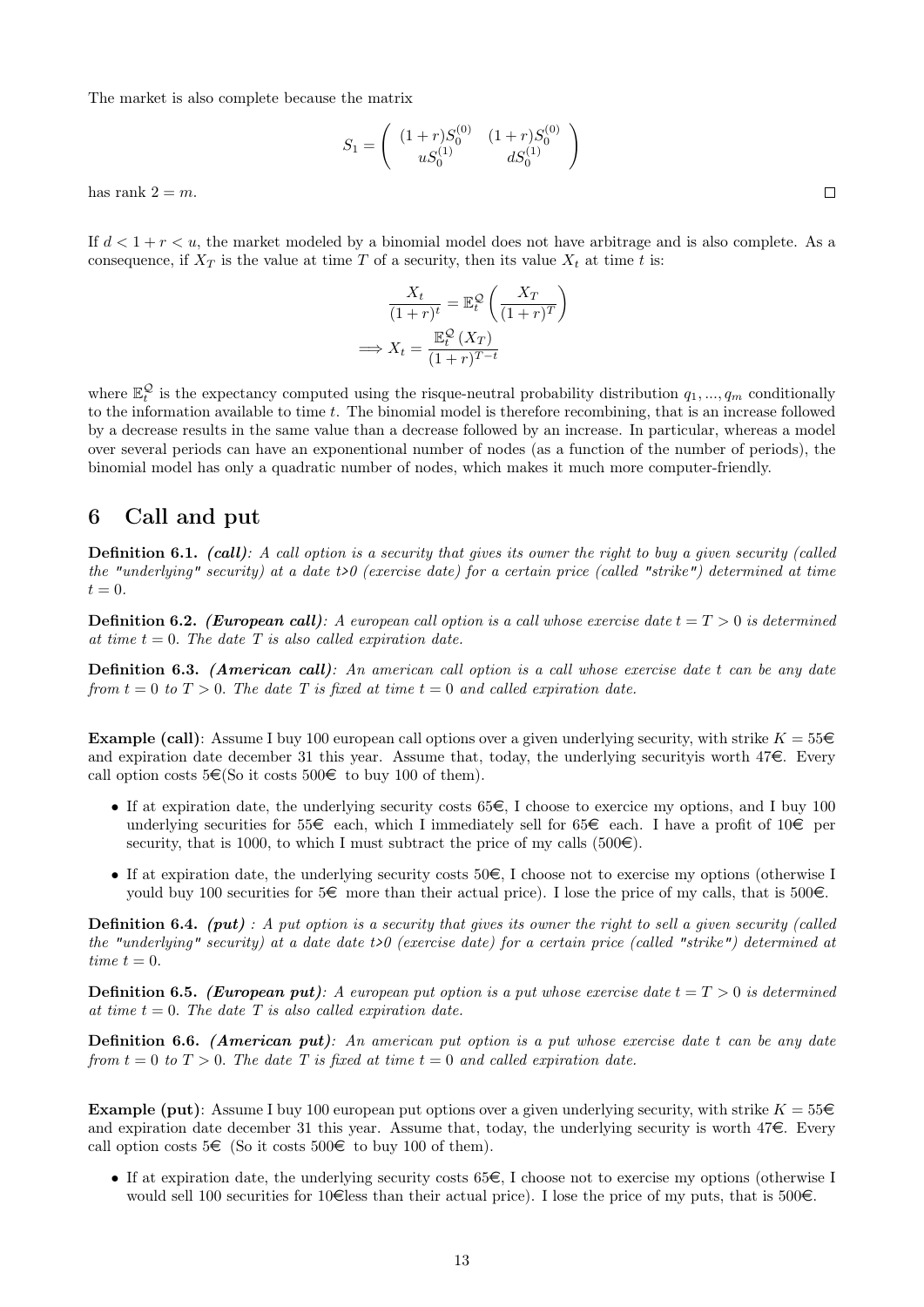The market is also complete because the matrix

$$S_1 = \begin{pmatrix} (1+r)S_0^{(0)} & (1+r)S_0^{(0)} \\ uS_0^{(1)} & dS_0^{(1)} \end{pmatrix}$$

has rank $2 = m$. □

If $d < 1 + r < u$, the market modeled by a binomial model does not have arbitrage and is also complete. As a consequence, if $X_T$ is the value at time $T$ of a security, then its value $X_t$ at time $t$ is:

$$\frac{X_t}{(1+r)^t} = \mathbb{E}_t^{\mathcal{Q}}\left(\frac{X_T}{(1+r)^T}\right)$$

$$\Longrightarrow X_t = \frac{\mathbb{E}_t^{\mathcal{Q}}(X_T)}{(1+r)^{T-t}}$$

where $\mathbb{E}_t^{\mathcal{Q}}$ is the expectancy computed using the risque-neutral probability distribution $q_1, ..., q_m$ conditionally to the information available to time $t$. The binomial model is therefore recombining, that is an increase followed by a decrease results in the same value than a decrease followed by an increase. In particular, whereas a model over several periods can have an exponentional number of nodes (as a function of the number of periods), the binomial model has only a quadratic number of nodes, which makes it much more computer-friendly.

## 6 Call and put

**Definition 6.1.** ***(call)***: *A call option is a security that gives its owner the right to buy a given security (called the "underlying" security) at a date t>0 (exercise date) for a certain price (called "strike") determined at time $t = 0$.*

**Definition 6.2.** ***(European call)***: *A european call option is a call whose exercise date $t = T > 0$ is determined at time $t = 0$. The date $T$ is also called expiration date.*

**Definition 6.3.** ***(American call)***: *An american call option is a call whose exercise date $t$ can be any date from $t = 0$ to $T > 0$. The date $T$ is fixed at time $t = 0$ and called expiration date.*

**Example (call)**: Assume I buy 100 european call options over a given underlying security, with strike $K = 55$€ and expiration date december 31 this year. Assume that, today, the underlying securityis worth 47€. Every call option costs 5€(So it costs 500€ to buy 100 of them).

- If at expiration date, the underlying security costs 65€, I choose to exercice my options, and I buy 100 underlying securities for 55€ each, which I immediately sell for 65€ each. I have a profit of 10€ per security, that is 1000, to which I must subtract the price of my calls (500€).
- If at expiration date, the underlying security costs 50€, I choose not to exercise my options (otherwise I yould buy 100 securities for 5€ more than their actual price). I lose the price of my calls, that is 500€.

**Definition 6.4.** ***(put)*** : *A put option is a security that gives its owner the right to sell a given security (called the "underlying" security) at a date date t>0 (exercise date) for a certain price (called "strike") determined at time $t = 0$.*

**Definition 6.5.** ***(European put)***: *A european put option is a put whose exercise date $t = T > 0$ is determined at time $t = 0$. The date $T$ is also called expiration date.*

**Definition 6.6.** ***(American put)***: *An american put option is a put whose exercise date $t$ can be any date from $t = 0$ to $T > 0$. The date $T$ is fixed at time $t = 0$ and called expiration date.*

**Example (put)**: Assume I buy 100 european put options over a given underlying security, with strike $K = 55$€ and expiration date december 31 this year. Assume that, today, the underlying security is worth 47€. Every call option costs 5€ (So it costs 500€ to buy 100 of them).

- If at expiration date, the underlying security costs 65€, I choose not to exercise my options (otherwise I would sell 100 securities for 10€less than their actual price). I lose the price of my puts, that is 500€.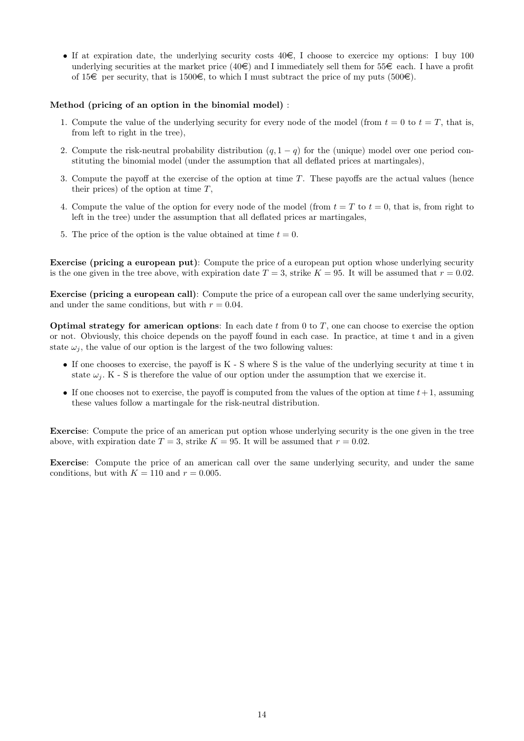- If at expiration date, the underlying security costs 40€, I choose to exercice my options: I buy 100 underlying securities at the market price (40€) and I immediately sell them for 55€ each. I have a profit of 15€ per security, that is 1500€, to which I must subtract the price of my puts (500€).

**Method (pricing of an option in the binomial model)** :

1. Compute the value of the underlying security for every node of the model (from $t = 0$ to $t = T$, that is, from left to right in the tree),
2. Compute the risk-neutral probability distribution $(q, 1 - q)$ for the (unique) model over one period constituting the binomial model (under the assumption that all deflated prices at martingales),
3. Compute the payoff at the exercise of the option at time $T$. These payoffs are the actual values (hence their prices) of the option at time $T$,
4. Compute the value of the option for every node of the model (from $t = T$ to $t = 0$, that is, from right to left in the tree) under the assumption that all deflated prices ar martingales,
5. The price of the option is the value obtained at time $t = 0$.

**Exercise (pricing a european put)**: Compute the price of a european put option whose underlying security is the one given in the tree above, with expiration date $T = 3$, strike $K = 95$. It will be assumed that $r = 0.02$.

**Exercise (pricing a european call)**: Compute the price of a european call over the same underlying security, and under the same conditions, but with $r = 0.04$.

**Optimal strategy for american options**: In each date $t$ from 0 to $T$, one can choose to exercise the option or not. Obviously, this choice depends on the payoff found in each case. In practice, at time t and in a given state $\omega_j$, the value of our option is the largest of the two following values:

- If one chooses to exercise, the payoff is K - S where S is the value of the underlying security at time t in state $\omega_j$. K - S is therefore the value of our option under the assumption that we exercise it.
- If one chooses not to exercise, the payoff is computed from the values of the option at time $t+1$, assuming these values follow a martingale for the risk-neutral distribution.

**Exercise**: Compute the price of an american put option whose underlying security is the one given in the tree above, with expiration date $T = 3$, strike $K = 95$. It will be assumed that $r = 0.02$.

**Exercise**: Compute the price of an american call over the same underlying security, and under the same conditions, but with $K = 110$ and $r = 0.005$.